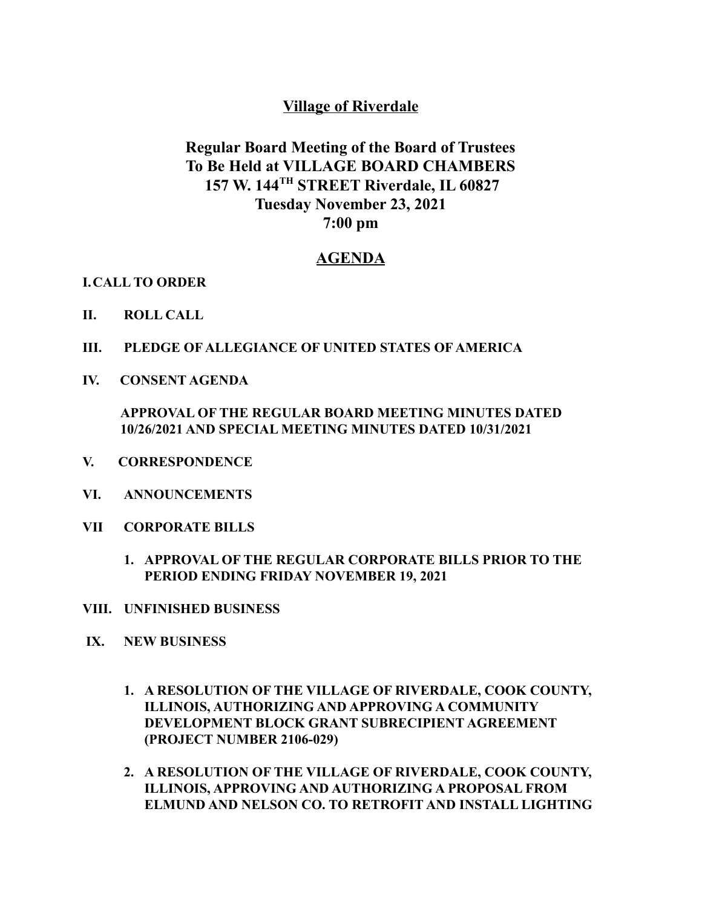# Village of Riverdale

## Regular Board Meeting of the Board of Trustees
## To Be Held at VILLAGE BOARD CHAMBERS
## 157 W. 144TH STREET Riverdale, IL 60827
## Tuesday November 23, 2021
## 7:00 pm

## AGENDA

**I. CALL TO ORDER**

**II. ROLL CALL**

**III. PLEDGE OF ALLEGIANCE OF UNITED STATES OF AMERICA**

**IV. CONSENT AGENDA**

**APPROVAL OF THE REGULAR BOARD MEETING MINUTES DATED 10/26/2021 AND SPECIAL MEETING MINUTES DATED 10/31/2021**

**V. CORRESPONDENCE**

**VI. ANNOUNCEMENTS**

**VII CORPORATE BILLS**

1. **APPROVAL OF THE REGULAR CORPORATE BILLS PRIOR TO THE PERIOD ENDING FRIDAY NOVEMBER 19, 2021**

**VIII. UNFINISHED BUSINESS**

**IX. NEW BUSINESS**

1. **A RESOLUTION OF THE VILLAGE OF RIVERDALE, COOK COUNTY, ILLINOIS, AUTHORIZING AND APPROVING A COMMUNITY DEVELOPMENT BLOCK GRANT SUBRECIPIENT AGREEMENT (PROJECT NUMBER 2106-029)**

2. **A RESOLUTION OF THE VILLAGE OF RIVERDALE, COOK COUNTY, ILLINOIS, APPROVING AND AUTHORIZING A PROPOSAL FROM ELMUND AND NELSON CO. TO RETROFIT AND INSTALL LIGHTING**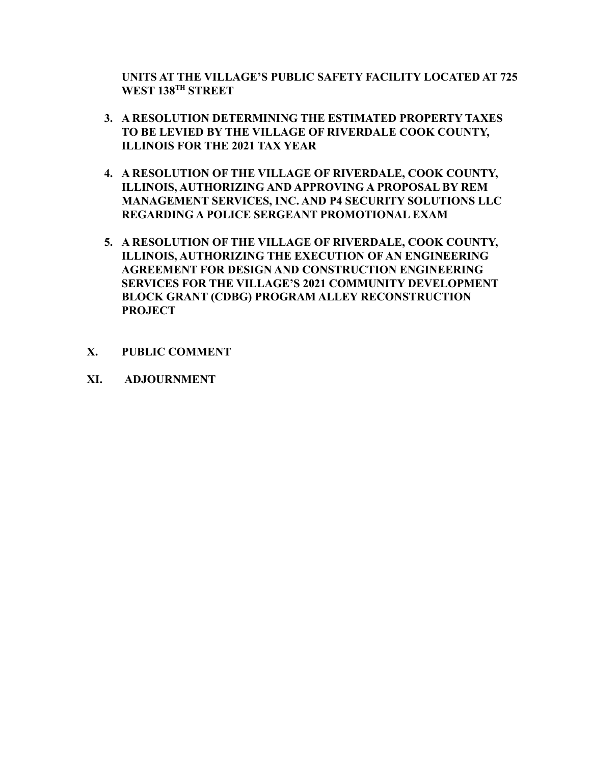**UNITS AT THE VILLAGE'S PUBLIC SAFETY FACILITY LOCATED AT 725 WEST 138TH STREET**

3. **A RESOLUTION DETERMINING THE ESTIMATED PROPERTY TAXES TO BE LEVIED BY THE VILLAGE OF RIVERDALE COOK COUNTY, ILLINOIS FOR THE 2021 TAX YEAR**

4. **A RESOLUTION OF THE VILLAGE OF RIVERDALE, COOK COUNTY, ILLINOIS, AUTHORIZING AND APPROVING A PROPOSAL BY REM MANAGEMENT SERVICES, INC. AND P4 SECURITY SOLUTIONS LLC REGARDING A POLICE SERGEANT PROMOTIONAL EXAM**

5. **A RESOLUTION OF THE VILLAGE OF RIVERDALE, COOK COUNTY, ILLINOIS, AUTHORIZING THE EXECUTION OF AN ENGINEERING AGREEMENT FOR DESIGN AND CONSTRUCTION ENGINEERING SERVICES FOR THE VILLAGE'S 2021 COMMUNITY DEVELOPMENT BLOCK GRANT (CDBG) PROGRAM ALLEY RECONSTRUCTION PROJECT**

**X. PUBLIC COMMENT**

**XI. ADJOURNMENT**